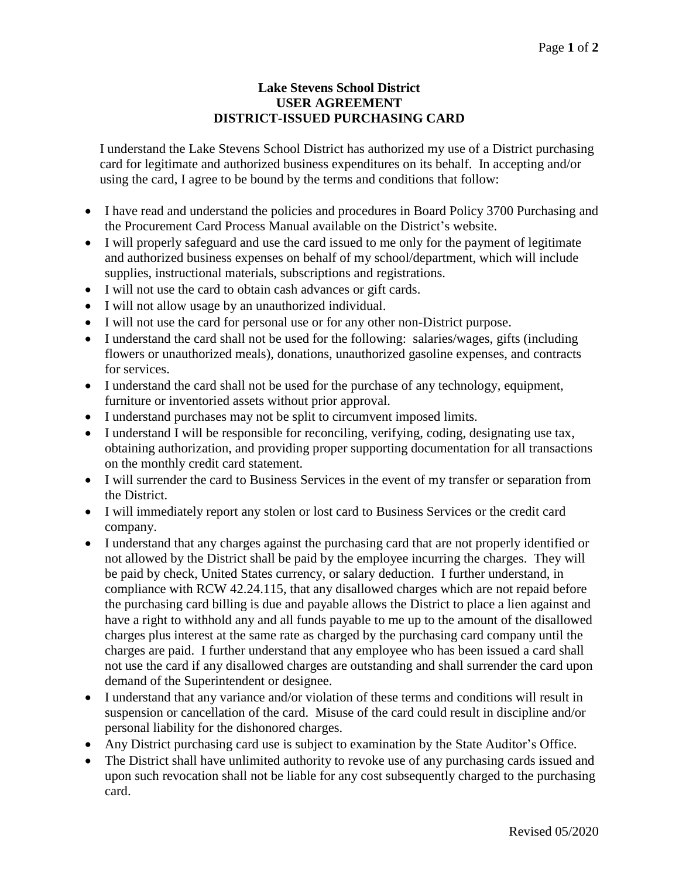**Lake Stevens School District**
**USER AGREEMENT**
**DISTRICT-ISSUED PURCHASING CARD**

I understand the Lake Stevens School District has authorized my use of a District purchasing card for legitimate and authorized business expenditures on its behalf. In accepting and/or using the card, I agree to be bound by the terms and conditions that follow:

- I have read and understand the policies and procedures in Board Policy 3700 Purchasing and the Procurement Card Process Manual available on the District's website.
- I will properly safeguard and use the card issued to me only for the payment of legitimate and authorized business expenses on behalf of my school/department, which will include supplies, instructional materials, subscriptions and registrations.
- I will not use the card to obtain cash advances or gift cards.
- I will not allow usage by an unauthorized individual.
- I will not use the card for personal use or for any other non-District purpose.
- I understand the card shall not be used for the following: salaries/wages, gifts (including flowers or unauthorized meals), donations, unauthorized gasoline expenses, and contracts for services.
- I understand the card shall not be used for the purchase of any technology, equipment, furniture or inventoried assets without prior approval.
- I understand purchases may not be split to circumvent imposed limits.
- I understand I will be responsible for reconciling, verifying, coding, designating use tax, obtaining authorization, and providing proper supporting documentation for all transactions on the monthly credit card statement.
- I will surrender the card to Business Services in the event of my transfer or separation from the District.
- I will immediately report any stolen or lost card to Business Services or the credit card company.
- I understand that any charges against the purchasing card that are not properly identified or not allowed by the District shall be paid by the employee incurring the charges. They will be paid by check, United States currency, or salary deduction. I further understand, in compliance with RCW 42.24.115, that any disallowed charges which are not repaid before the purchasing card billing is due and payable allows the District to place a lien against and have a right to withhold any and all funds payable to me up to the amount of the disallowed charges plus interest at the same rate as charged by the purchasing card company until the charges are paid. I further understand that any employee who has been issued a card shall not use the card if any disallowed charges are outstanding and shall surrender the card upon demand of the Superintendent or designee.
- I understand that any variance and/or violation of these terms and conditions will result in suspension or cancellation of the card. Misuse of the card could result in discipline and/or personal liability for the dishonored charges.
- Any District purchasing card use is subject to examination by the State Auditor's Office.
- The District shall have unlimited authority to revoke use of any purchasing cards issued and upon such revocation shall not be liable for any cost subsequently charged to the purchasing card.

Revised 05/2020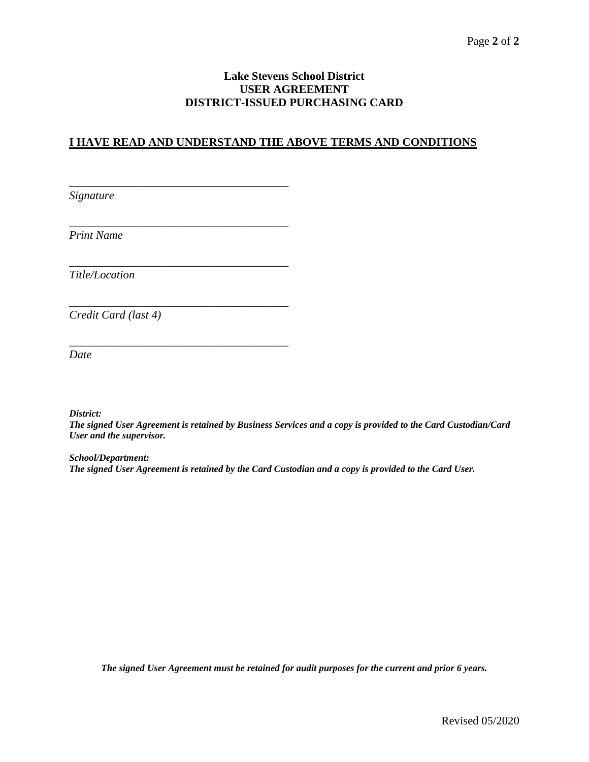**Lake Stevens School District**
**USER AGREEMENT**
**DISTRICT-ISSUED PURCHASING CARD**

**<u>I HAVE READ AND UNDERSTAND THE ABOVE TERMS AND CONDITIONS</u>**

_______________________________________
*Signature*

_______________________________________
*Print Name*

_______________________________________
*Title/Location*

_______________________________________
*Credit Card (last 4)*

_______________________________________
*Date*

***District:***
***The signed User Agreement is retained by Business Services and a copy is provided to the Card Custodian/Card User and the supervisor.***

***School/Department:***
***The signed User Agreement is retained by the Card Custodian and a copy is provided to the Card User.***

***The signed User Agreement must be retained for audit purposes for the current and prior 6 years.***

Revised 05/2020